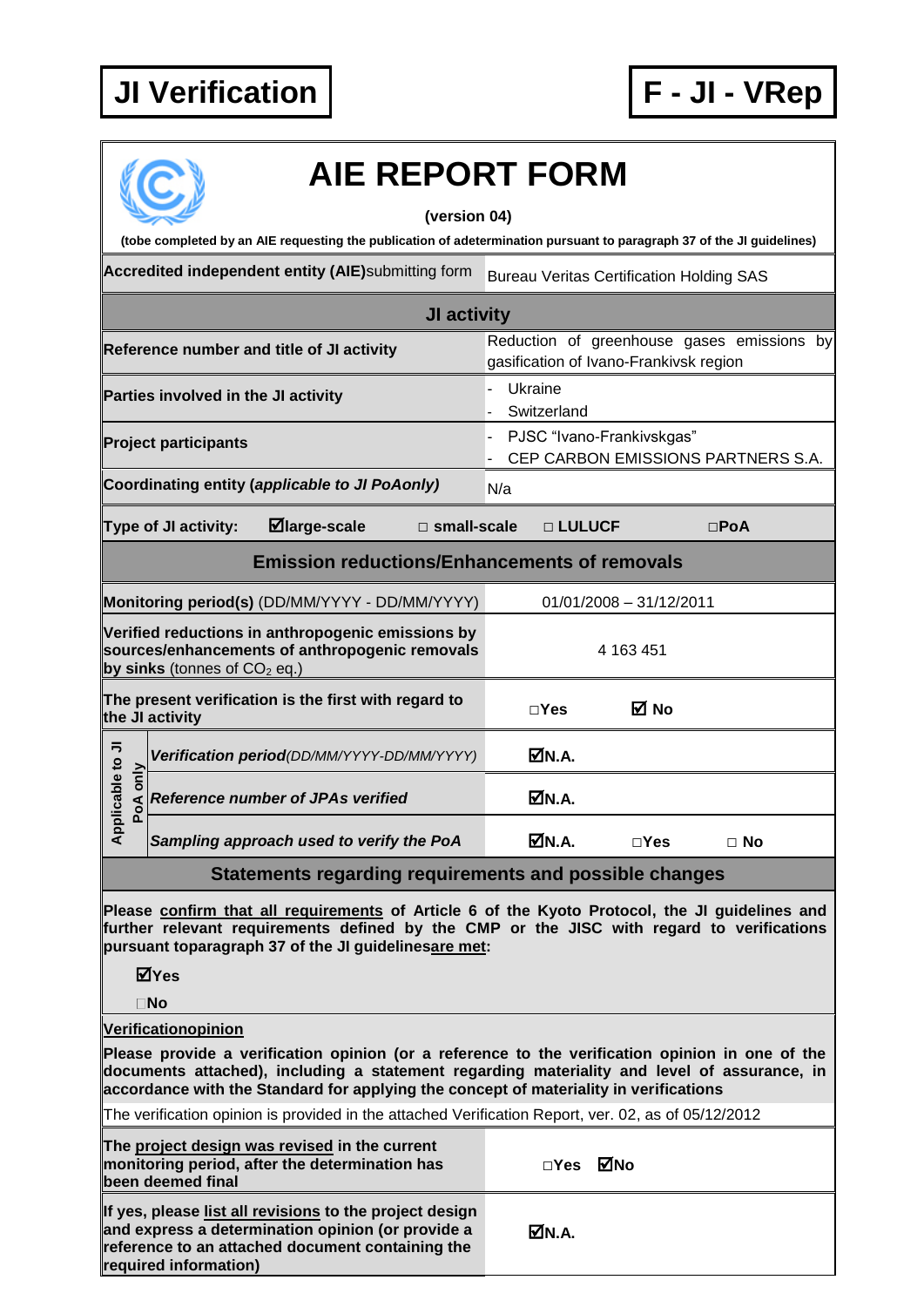**JI Verification** | **F - JI - VRep**

# AIE REPORT FORM

**(version 04)**

**(tobe completed by an AIE requesting the publication of adetermination pursuant to paragraph 37 of the JI guidelines)**

| **Accredited independent entity (AIE)**submitting form | Bureau Veritas Certification Holding SAS |
|---|---|
| **JI activity** | |
| **Reference number and title of JI activity** | Reduction of greenhouse gases emissions by gasification of Ivano-Frankivsk region |
| **Parties involved in the JI activity** | - Ukraine<br>- Switzerland |
| **Project participants** | - PJSC “Ivano-Frankivskgas”<br>- CEP CARBON EMISSIONS PARTNERS S.A. |
| **Coordinating entity (*applicable to JI PoAonly*)** | N/a |
| **Type of JI activity:** ☑**large-scale** □ **small-scale** □ **LULUCF** □**PoA** | |
| **Emission reductions/Enhancements of removals** | |
| **Monitoring period(s)** (DD/MM/YYYY - DD/MM/YYYY) | 01/01/2008 – 31/12/2011 |
| **Verified reductions in anthropogenic emissions by sources/enhancements of anthropogenic removals by sinks** (tonnes of $CO_2$ eq.) | 4 163 451 |
| **The present verification is the first with regard to the JI activity** | □**Yes** ☑ **No** |
| **Applicable to JI PoA only:** ***Verification period****(DD/MM/YYYY-DD/MM/YYYY)* | ☑**N.A.** |
| **Applicable to JI PoA only:** ***Reference number of JPAs verified*** | ☑**N.A.** |
| **Applicable to JI PoA only:** ***Sampling approach used to verify the PoA*** | ☑**N.A.** □**Yes** □ **No** |

## Statements regarding requirements and possible changes

**Please confirm that all requirements of Article 6 of the Kyoto Protocol, the JI guidelines and further relevant requirements defined by the CMP or the JISC with regard to verifications pursuant toparagraph 37 of the JI guidelinesare met:**

☑**Yes**

□**No**

**Verificationopinion**

**Please provide a verification opinion (or a reference to the verification opinion in one of the documents attached), including a statement regarding materiality and level of assurance, in accordance with the Standard for applying the concept of materiality in verifications**

The verification opinion is provided in the attached Verification Report, ver. 02, as of 05/12/2012

| | |
|---|---|
| **The project design was revised in the current monitoring period, after the determination has been deemed final** | □**Yes** ☑**No** |
| **If yes, please list all revisions to the project design and express a determination opinion (or provide a reference to an attached document containing the required information)** | ☑**N.A.** |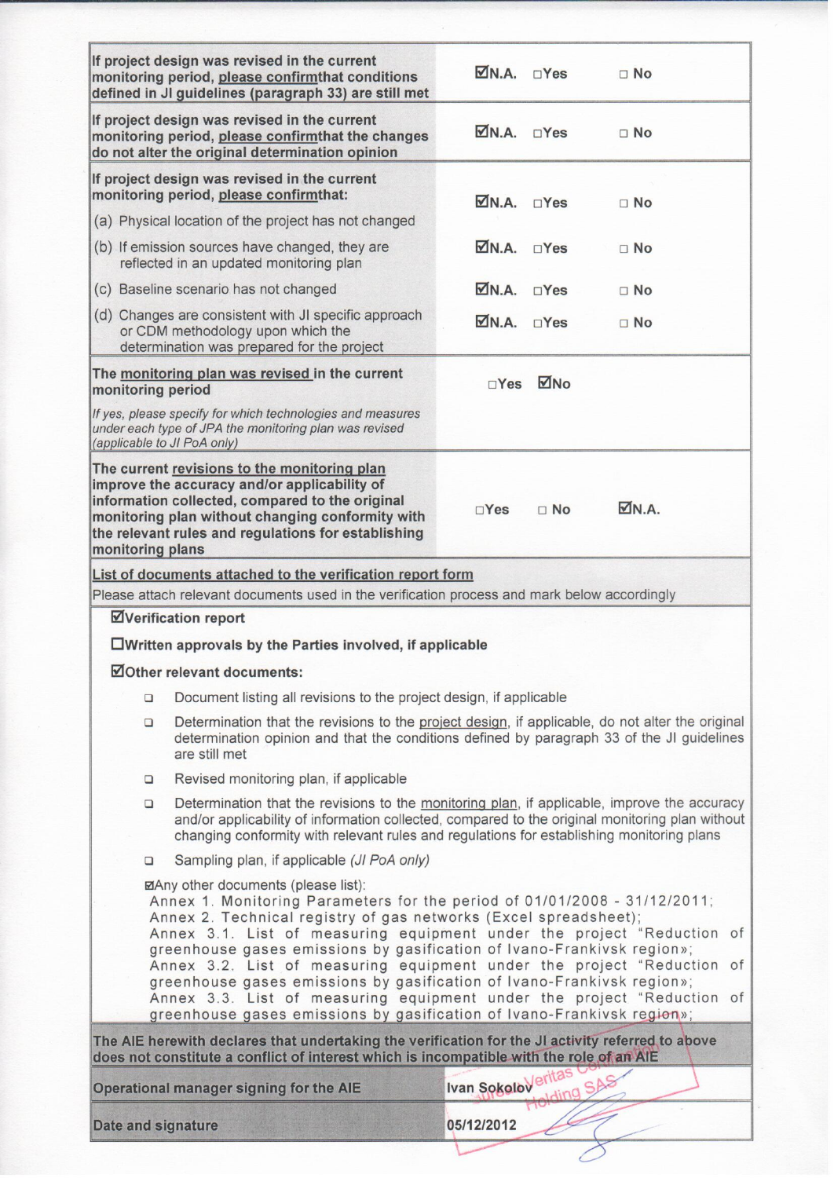| | |
|---|---|
| If project design was revised in the current monitoring period, please confirm that conditions defined in JI guidelines (paragraph 33) are still met | ☑N.A. ☐Yes ☐ No |
| If project design was revised in the current monitoring period, please confirm that the changes do not alter the original determination opinion | ☑N.A. ☐Yes ☐ No |
| If project design was revised in the current monitoring period, please confirm that:<br>(a) Physical location of the project has not changed | ☑N.A. ☐Yes ☐ No |
| (b) If emission sources have changed, they are reflected in an updated monitoring plan | ☑N.A. ☐Yes ☐ No |
| (c) Baseline scenario has not changed | ☑N.A. ☐Yes ☐ No |
| (d) Changes are consistent with JI specific approach or CDM methodology upon which the determination was prepared for the project | ☑N.A. ☐Yes ☐ No |
| The monitoring plan was revised in the current monitoring period<br>*If yes, please specify for which technologies and measures under each type of JPA the monitoring plan was revised (applicable to JI PoA only)* | ☐Yes ☑No |
| The current revisions to the monitoring plan improve the accuracy and/or applicability of information collected, compared to the original monitoring plan without changing conformity with the relevant rules and regulations for establishing monitoring plans | ☐Yes ☐ No ☑N.A. |

**List of documents attached to the verification report form**

Please attach relevant documents used in the verification process and mark below accordingly

☑**Verification report**

☐**Written approvals by the Parties involved, if applicable**

☑**Other relevant documents:**

- ☐ Document listing all revisions to the project design, if applicable
- ☐ Determination that the revisions to the project design, if applicable, do not alter the original determination opinion and that the conditions defined by paragraph 33 of the JI guidelines are still met
- ☐ Revised monitoring plan, if applicable
- ☐ Determination that the revisions to the monitoring plan, if applicable, improve the accuracy and/or applicability of information collected, compared to the original monitoring plan without changing conformity with relevant rules and regulations for establishing monitoring plans
- ☐ Sampling plan, if applicable *(JI PoA only)*

☑Any other documents (please list):
Annex 1. Monitoring Parameters for the period of 01/01/2008 - 31/12/2011;
Annex 2. Technical registry of gas networks (Excel spreadsheet);
Annex 3.1. List of measuring equipment under the project "Reduction of greenhouse gases emissions by gasification of Ivano-Frankivsk region»;
Annex 3.2. List of measuring equipment under the project "Reduction of greenhouse gases emissions by gasification of Ivano-Frankivsk region»;
Annex 3.3. List of measuring equipment under the project "Reduction of greenhouse gases emissions by gasification of Ivano-Frankivsk region»;

**The AIE herewith declares that undertaking the verification for the JI activity referred to above does not constitute a conflict of interest which is incompatible with the role of an AIE**

| | |
|---|---|
| **Operational manager signing for the AIE** | **Ivan Sokolov** |
| **Date and signature** | **05/12/2012** |

Bureau Veritas Certification Holding SAS